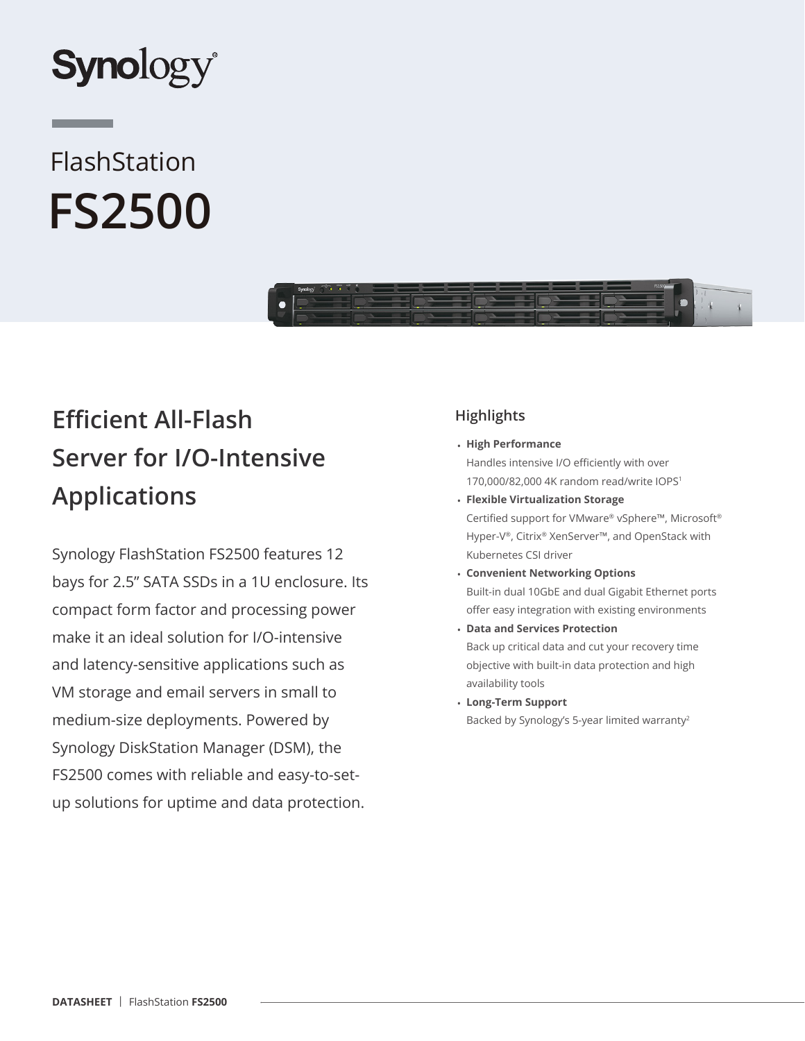Synology

FlashStation

# FS2500

## Efficient All-Flash Server for I/O-Intensive Applications

Synology FlashStation FS2500 features 12 bays for 2.5" SATA SSDs in a 1U enclosure. Its compact form factor and processing power make it an ideal solution for I/O-intensive and latency-sensitive applications such as VM storage and email servers in small to medium-size deployments. Powered by Synology DiskStation Manager (DSM), the FS2500 comes with reliable and easy-to-set-up solutions for uptime and data protection.

### Highlights

- **High Performance**
  Handles intensive I/O efficiently with over 170,000/82,000 4K random read/write IOPS[1]
- **Flexible Virtualization Storage**
  Certified support for VMware® vSphere™, Microsoft® Hyper-V®, Citrix® XenServer™, and OpenStack with Kubernetes CSI driver
- **Convenient Networking Options**
  Built-in dual 10GbE and dual Gigabit Ethernet ports offer easy integration with existing environments
- **Data and Services Protection**
  Back up critical data and cut your recovery time objective with built-in data protection and high availability tools
- **Long-Term Support**
  Backed by Synology's 5-year limited warranty[2]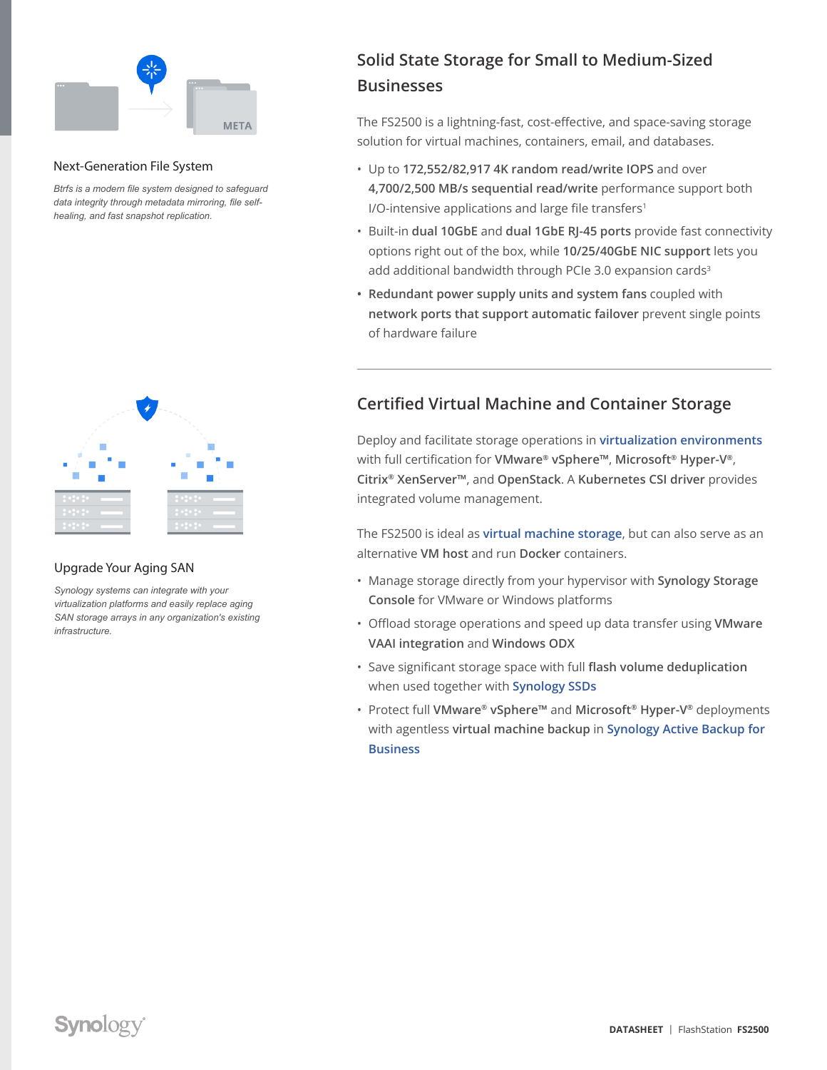### Next-Generation File System

*Btrfs is a modern file system designed to safeguard data integrity through metadata mirroring, file self-healing, and fast snapshot replication.*

### Upgrade Your Aging SAN

*Synology systems can integrate with your virtualization platforms and easily replace aging SAN storage arrays in any organization's existing infrastructure.*

## Solid State Storage for Small to Medium-Sized Businesses

The FS2500 is a lightning-fast, cost-effective, and space-saving storage solution for virtual machines, containers, email, and databases.

- Up to **172,552/82,917 4K random read/write IOPS** and over **4,700/2,500 MB/s sequential read/write** performance support both I/O-intensive applications and large file transfers[1]
- Built-in **dual 10GbE** and **dual 1GbE RJ-45 ports** provide fast connectivity options right out of the box, while **10/25/40GbE NIC support** lets you add additional bandwidth through PCIe 3.0 expansion cards[3]
- **Redundant power supply units and system fans** coupled with **network ports that support automatic failover** prevent single points of hardware failure

## Certified Virtual Machine and Container Storage

Deploy and facilitate storage operations in virtualization environments with full certification for **VMware® vSphere™**, **Microsoft® Hyper-V®**, **Citrix® XenServer™**, and **OpenStack**. A **Kubernetes CSI driver** provides integrated volume management.

The FS2500 is ideal as virtual machine storage, but can also serve as an alternative **VM host** and run **Docker** containers.

- Manage storage directly from your hypervisor with **Synology Storage Console** for VMware or Windows platforms
- Offload storage operations and speed up data transfer using **VMware VAAI integration** and **Windows ODX**
- Save significant storage space with full **flash volume deduplication** when used together with Synology SSDs
- Protect full **VMware® vSphere™** and **Microsoft® Hyper-V®** deployments with agentless **virtual machine backup** in Synology Active Backup for Business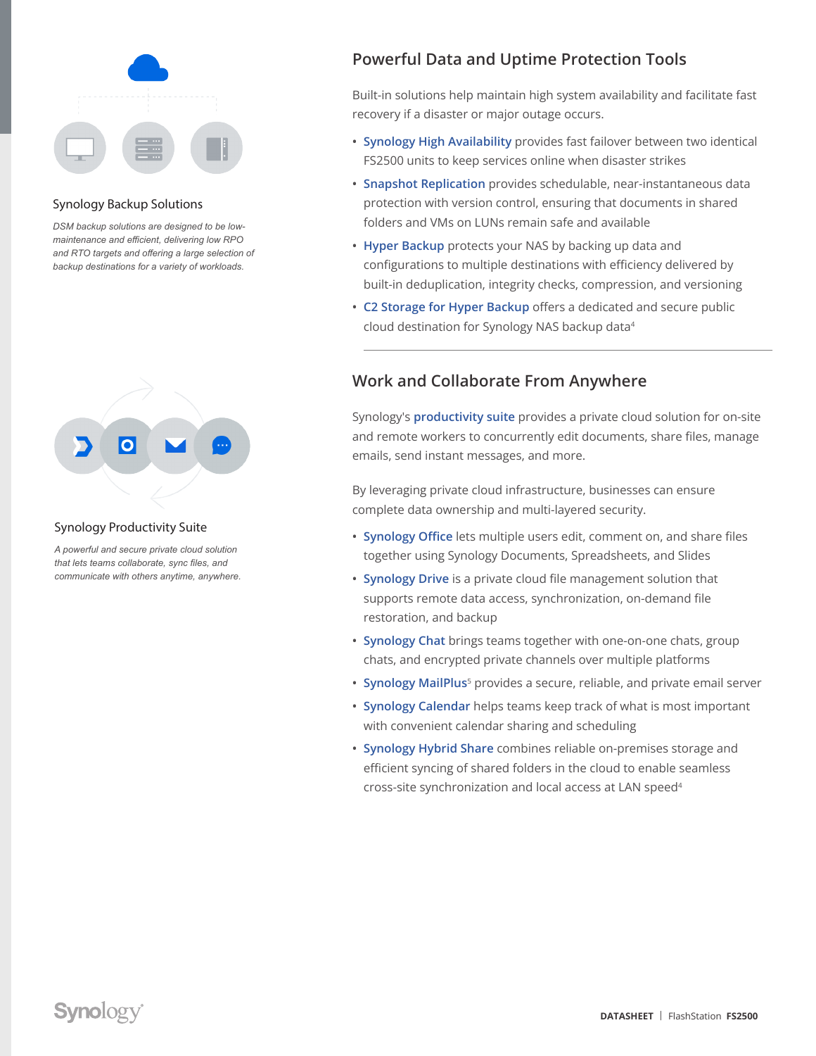### Synology Backup Solutions

*DSM backup solutions are designed to be low-maintenance and efficient, delivering low RPO and RTO targets and offering a large selection of backup destinations for a variety of workloads.*

### Synology Productivity Suite

*A powerful and secure private cloud solution that lets teams collaborate, sync files, and communicate with others anytime, anywhere.*

## Powerful Data and Uptime Protection Tools

Built-in solutions help maintain high system availability and facilitate fast recovery if a disaster or major outage occurs.

- **Synology High Availability** provides fast failover between two identical FS2500 units to keep services online when disaster strikes
- **Snapshot Replication** provides schedulable, near-instantaneous data protection with version control, ensuring that documents in shared folders and VMs on LUNs remain safe and available
- **Hyper Backup** protects your NAS by backing up data and configurations to multiple destinations with efficiency delivered by built-in deduplication, integrity checks, compression, and versioning
- **C2 Storage for Hyper Backup** offers a dedicated and secure public cloud destination for Synology NAS backup data[4]

## Work and Collaborate From Anywhere

Synology's **productivity suite** provides a private cloud solution for on-site and remote workers to concurrently edit documents, share files, manage emails, send instant messages, and more.

By leveraging private cloud infrastructure, businesses can ensure complete data ownership and multi-layered security.

- **Synology Office** lets multiple users edit, comment on, and share files together using Synology Documents, Spreadsheets, and Slides
- **Synology Drive** is a private cloud file management solution that supports remote data access, synchronization, on-demand file restoration, and backup
- **Synology Chat** brings teams together with one-on-one chats, group chats, and encrypted private channels over multiple platforms
- **Synology MailPlus**[5] provides a secure, reliable, and private email server
- **Synology Calendar** helps teams keep track of what is most important with convenient calendar sharing and scheduling
- **Synology Hybrid Share** combines reliable on-premises storage and efficient syncing of shared folders in the cloud to enable seamless cross-site synchronization and local access at LAN speed[4]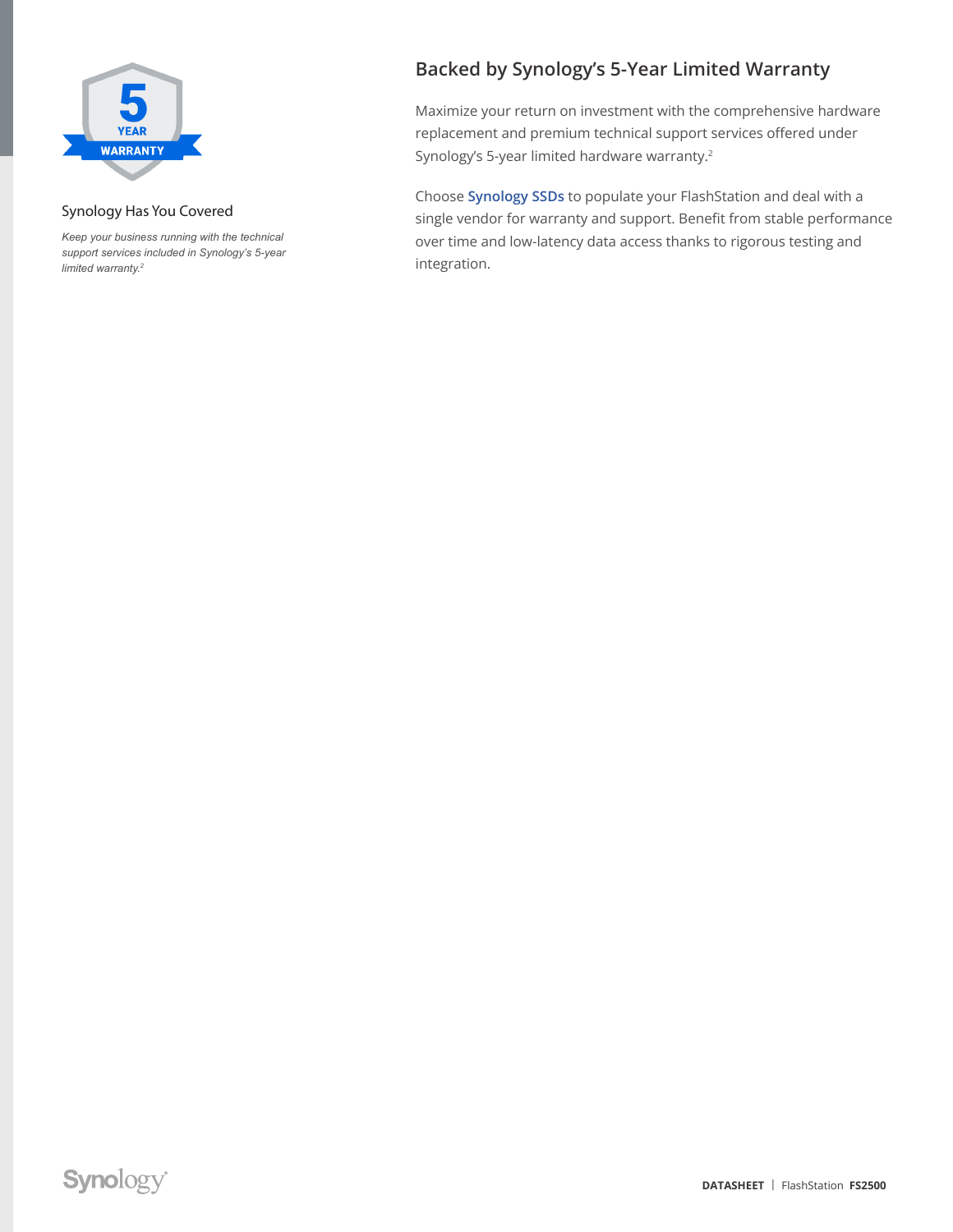Synology Has You Covered

*Keep your business running with the technical support services included in Synology's 5-year limited warranty.[2]*

## Backed by Synology's 5-Year Limited Warranty

Maximize your return on investment with the comprehensive hardware replacement and premium technical support services offered under Synology's 5-year limited hardware warranty.[2]

Choose **Synology SSDs** to populate your FlashStation and deal with a single vendor for warranty and support. Benefit from stable performance over time and low-latency data access thanks to rigorous testing and integration.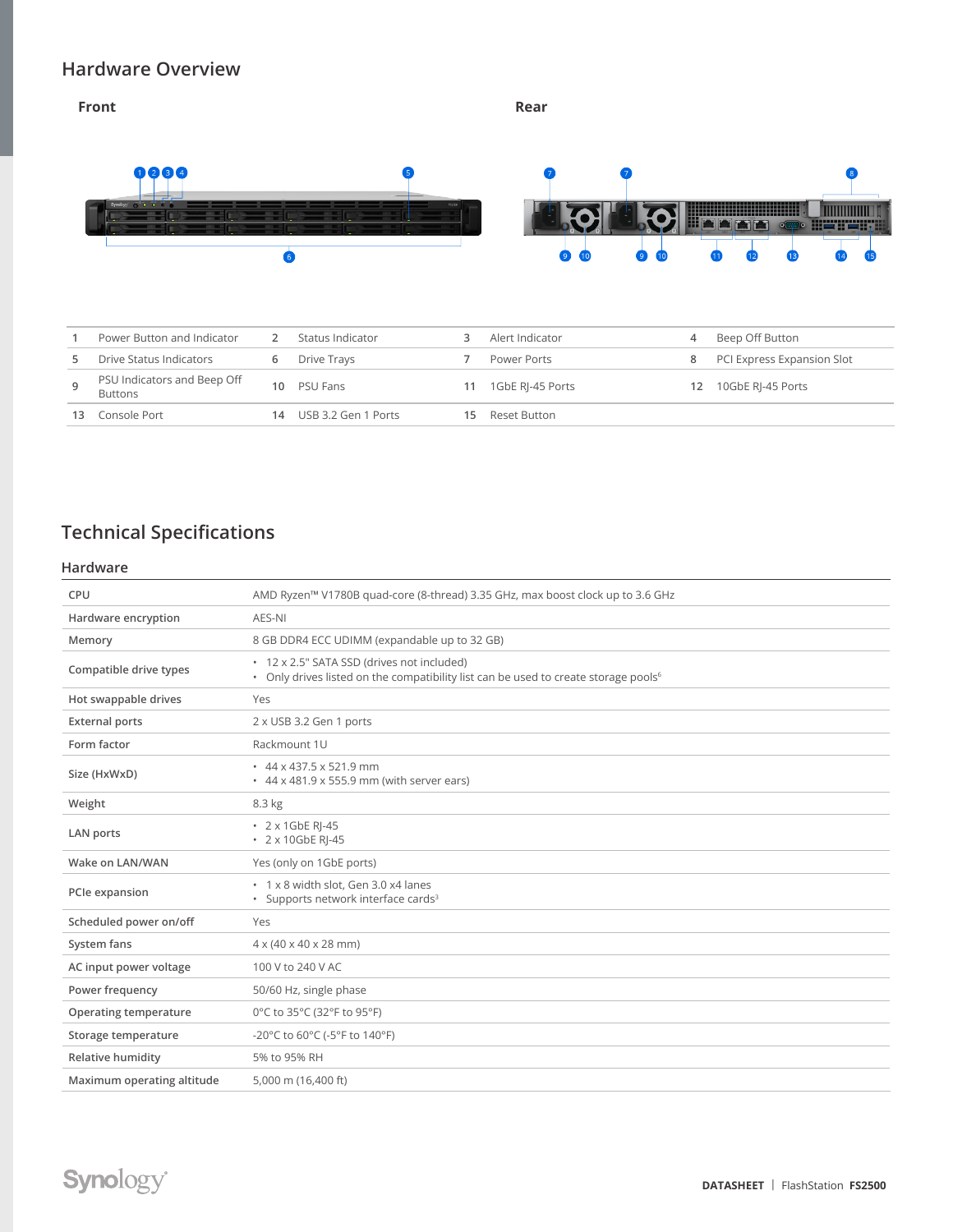# Hardware Overview

### Front

### Rear

| 1 | Power Button and Indicator | 2 | Status Indicator | 3 | Alert Indicator | 4 | Beep Off Button |
|---|---|---|---|---|---|---|---|
| 5 | Drive Status Indicators | 6 | Drive Trays | 7 | Power Ports | 8 | PCI Express Expansion Slot |
| 9 | PSU Indicators and Beep Off Buttons | 10 | PSU Fans | 11 | 1GbE RJ-45 Ports | 12 | 10GbE RJ-45 Ports |
| 13 | Console Port | 14 | USB 3.2 Gen 1 Ports | 15 | Reset Button | | |

# Technical Specifications

## Hardware

| | |
|---|---|
| CPU | AMD Ryzen™ V1780B quad-core (8-thread) 3.35 GHz, max boost clock up to 3.6 GHz |
| Hardware encryption | AES-NI |
| Memory | 8 GB DDR4 ECC UDIMM (expandable up to 32 GB) |
| Compatible drive types | • 12 x 2.5" SATA SSD (drives not included)<br>• Only drives listed on the compatibility list can be used to create storage pools[6] |
| Hot swappable drives | Yes |
| External ports | 2 x USB 3.2 Gen 1 ports |
| Form factor | Rackmount 1U |
| Size (HxWxD) | • 44 x 437.5 x 521.9 mm<br>• 44 x 481.9 x 555.9 mm (with server ears) |
| Weight | 8.3 kg |
| LAN ports | • 2 x 1GbE RJ-45<br>• 2 x 10GbE RJ-45 |
| Wake on LAN/WAN | Yes (only on 1GbE ports) |
| PCIe expansion | • 1 x 8 width slot, Gen 3.0 x4 lanes<br>• Supports network interface cards[3] |
| Scheduled power on/off | Yes |
| System fans | 4 x (40 x 40 x 28 mm) |
| AC input power voltage | 100 V to 240 V AC |
| Power frequency | 50/60 Hz, single phase |
| Operating temperature | 0°C to 35°C (32°F to 95°F) |
| Storage temperature | -20°C to 60°C (-5°F to 140°F) |
| Relative humidity | 5% to 95% RH |
| Maximum operating altitude | 5,000 m (16,400 ft) |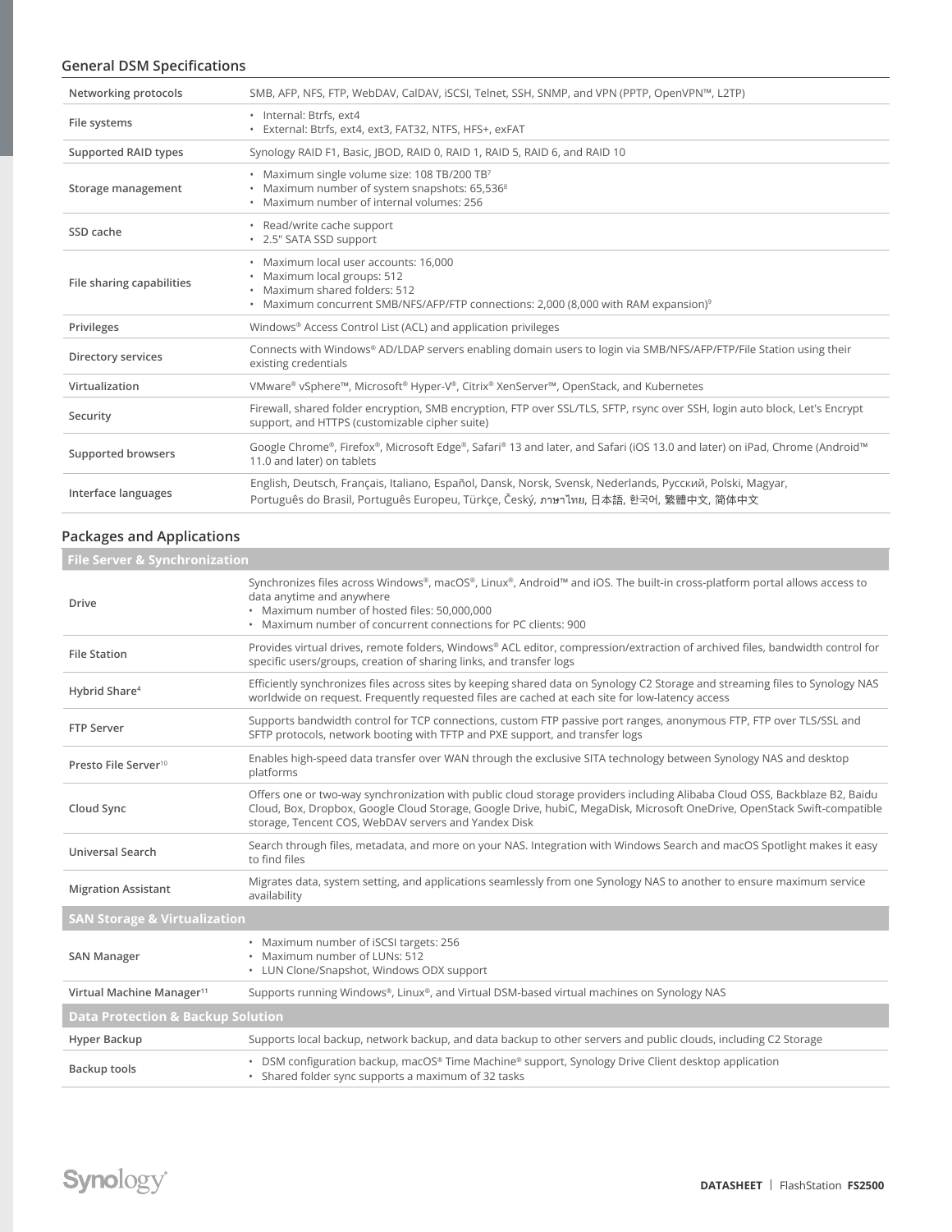## General DSM Specifications

| | |
|---|---|
| Networking protocols | SMB, AFP, NFS, FTP, WebDAV, CalDAV, iSCSI, Telnet, SSH, SNMP, and VPN (PPTP, OpenVPN™, L2TP) |
| File systems | • Internal: Btrfs, ext4<br>• External: Btrfs, ext4, ext3, FAT32, NTFS, HFS+, exFAT |
| Supported RAID types | Synology RAID F1, Basic, JBOD, RAID 0, RAID 1, RAID 5, RAID 6, and RAID 10 |
| Storage management | • Maximum single volume size: 108 TB/200 TB[7]<br>• Maximum number of system snapshots: 65,536[8]<br>• Maximum number of internal volumes: 256 |
| SSD cache | • Read/write cache support<br>• 2.5" SATA SSD support |
| File sharing capabilities | • Maximum local user accounts: 16,000<br>• Maximum local groups: 512<br>• Maximum shared folders: 512<br>• Maximum concurrent SMB/NFS/AFP/FTP connections: 2,000 (8,000 with RAM expansion)[9] |
| Privileges | Windows® Access Control List (ACL) and application privileges |
| Directory services | Connects with Windows® AD/LDAP servers enabling domain users to login via SMB/NFS/AFP/FTP/File Station using their existing credentials |
| Virtualization | VMware® vSphere™, Microsoft® Hyper-V®, Citrix® XenServer™, OpenStack, and Kubernetes |
| Security | Firewall, shared folder encryption, SMB encryption, FTP over SSL/TLS, SFTP, rsync over SSH, login auto block, Let's Encrypt support, and HTTPS (customizable cipher suite) |
| Supported browsers | Google Chrome®, Firefox®, Microsoft Edge®, Safari® 13 and later, and Safari (iOS 13.0 and later) on iPad, Chrome (Android™ 11.0 and later) on tablets |
| Interface languages | English, Deutsch, Français, Italiano, Español, Dansk, Norsk, Svensk, Nederlands, Русский, Polski, Magyar, Português do Brasil, Português Europeu, Türkçe, Český, ภาษาไทย, 日本語, 한국어, 繁體中文, 简体中文 |

## Packages and Applications

| File Server & Synchronization | |
|---|---|
| Drive | Synchronizes files across Windows®, macOS®, Linux®, Android™ and iOS. The built-in cross-platform portal allows access to data anytime and anywhere<br>• Maximum number of hosted files: 50,000,000<br>• Maximum number of concurrent connections for PC clients: 900 |
| File Station | Provides virtual drives, remote folders, Windows® ACL editor, compression/extraction of archived files, bandwidth control for specific users/groups, creation of sharing links, and transfer logs |
| Hybrid Share[4] | Efficiently synchronizes files across sites by keeping shared data on Synology C2 Storage and streaming files to Synology NAS worldwide on request. Frequently requested files are cached at each site for low-latency access |
| FTP Server | Supports bandwidth control for TCP connections, custom FTP passive port ranges, anonymous FTP, FTP over TLS/SSL and SFTP protocols, network booting with TFTP and PXE support, and transfer logs |
| Presto File Server[10] | Enables high-speed data transfer over WAN through the exclusive SITA technology between Synology NAS and desktop platforms |
| Cloud Sync | Offers one or two-way synchronization with public cloud storage providers including Alibaba Cloud OSS, Backblaze B2, Baidu Cloud, Box, Dropbox, Google Cloud Storage, Google Drive, hubiC, MegaDisk, Microsoft OneDrive, OpenStack Swift-compatible storage, Tencent COS, WebDAV servers and Yandex Disk |
| Universal Search | Search through files, metadata, and more on your NAS. Integration with Windows Search and macOS Spotlight makes it easy to find files |
| Migration Assistant | Migrates data, system setting, and applications seamlessly from one Synology NAS to another to ensure maximum service availability |
| **SAN Storage & Virtualization** | |
| SAN Manager | • Maximum number of iSCSI targets: 256<br>• Maximum number of LUNs: 512<br>• LUN Clone/Snapshot, Windows ODX support |
| Virtual Machine Manager[11] | Supports running Windows®, Linux®, and Virtual DSM-based virtual machines on Synology NAS |
| **Data Protection & Backup Solution** | |
| Hyper Backup | Supports local backup, network backup, and data backup to other servers and public clouds, including C2 Storage |
| Backup tools | • DSM configuration backup, macOS® Time Machine® support, Synology Drive Client desktop application<br>• Shared folder sync supports a maximum of 32 tasks |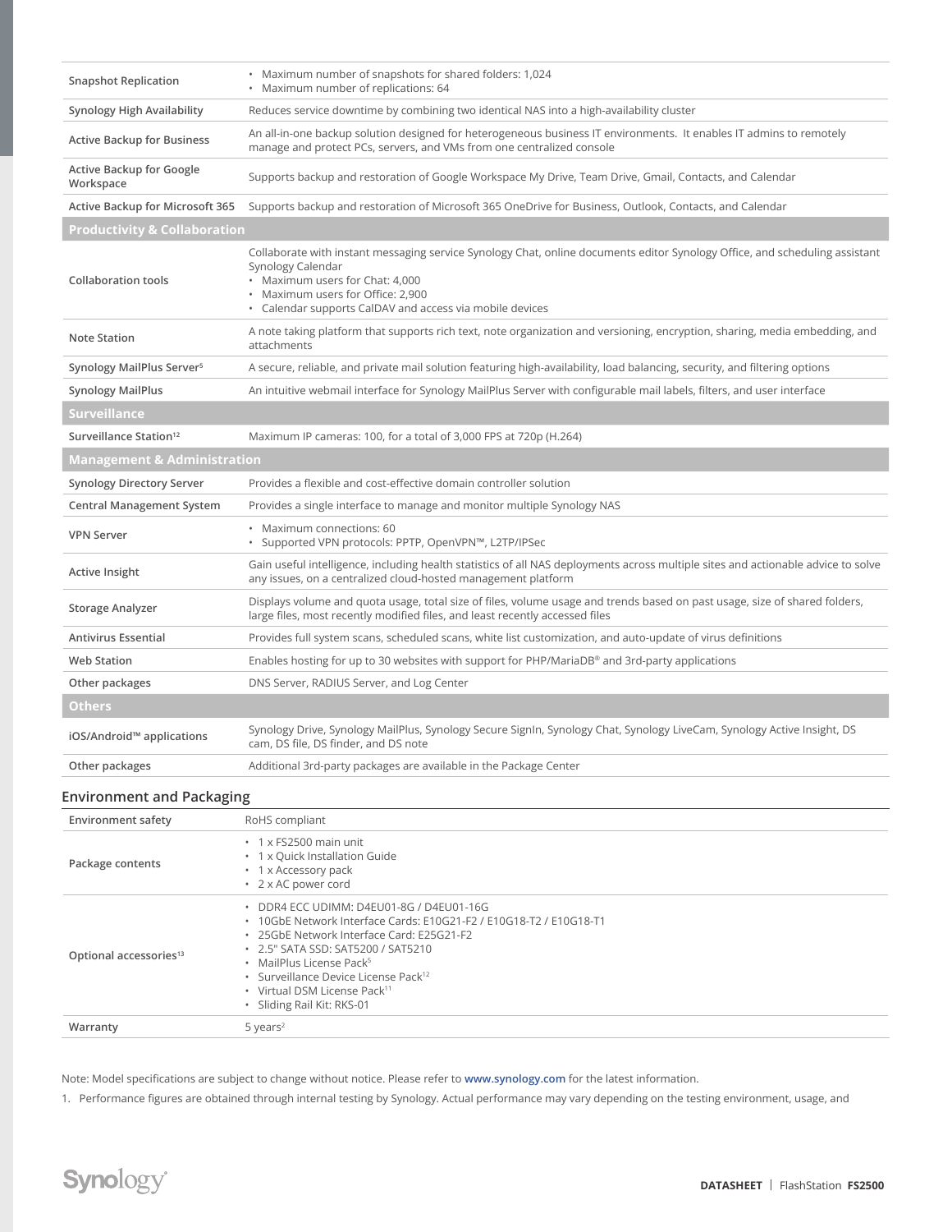| | |
|---|---|
| Snapshot Replication | • Maximum number of snapshots for shared folders: 1,024<br>• Maximum number of replications: 64 |
| Synology High Availability | Reduces service downtime by combining two identical NAS into a high-availability cluster |
| Active Backup for Business | An all-in-one backup solution designed for heterogeneous business IT environments. It enables IT admins to remotely manage and protect PCs, servers, and VMs from one centralized console |
| Active Backup for Google Workspace | Supports backup and restoration of Google Workspace My Drive, Team Drive, Gmail, Contacts, and Calendar |
| Active Backup for Microsoft 365 | Supports backup and restoration of Microsoft 365 OneDrive for Business, Outlook, Contacts, and Calendar |
| **Productivity & Collaboration** | |
| Collaboration tools | Collaborate with instant messaging service Synology Chat, online documents editor Synology Office, and scheduling assistant Synology Calendar<br>• Maximum users for Chat: 4,000<br>• Maximum users for Office: 2,900<br>• Calendar supports CalDAV and access via mobile devices |
| Note Station | A note taking platform that supports rich text, note organization and versioning, encryption, sharing, media embedding, and attachments |
| Synology MailPlus Server[5] | A secure, reliable, and private mail solution featuring high-availability, load balancing, security, and filtering options |
| Synology MailPlus | An intuitive webmail interface for Synology MailPlus Server with configurable mail labels, filters, and user interface |
| **Surveillance** | |
| Surveillance Station[12] | Maximum IP cameras: 100, for a total of 3,000 FPS at 720p (H.264) |
| **Management & Administration** | |
| Synology Directory Server | Provides a flexible and cost-effective domain controller solution |
| Central Management System | Provides a single interface to manage and monitor multiple Synology NAS |
| VPN Server | • Maximum connections: 60<br>• Supported VPN protocols: PPTP, OpenVPN™, L2TP/IPSec |
| Active Insight | Gain useful intelligence, including health statistics of all NAS deployments across multiple sites and actionable advice to solve any issues, on a centralized cloud-hosted management platform |
| Storage Analyzer | Displays volume and quota usage, total size of files, volume usage and trends based on past usage, size of shared folders, large files, most recently modified files, and least recently accessed files |
| Antivirus Essential | Provides full system scans, scheduled scans, white list customization, and auto-update of virus definitions |
| Web Station | Enables hosting for up to 30 websites with support for PHP/MariaDB® and 3rd-party applications |
| Other packages | DNS Server, RADIUS Server, and Log Center |
| **Others** | |
| iOS/Android™ applications | Synology Drive, Synology MailPlus, Synology Secure SignIn, Synology Chat, Synology LiveCam, Synology Active Insight, DS cam, DS file, DS finder, and DS note |
| Other packages | Additional 3rd-party packages are available in the Package Center |

## Environment and Packaging

| | |
|---|---|
| Environment safety | RoHS compliant |
| Package contents | • 1 x FS2500 main unit<br>• 1 x Quick Installation Guide<br>• 1 x Accessory pack<br>• 2 x AC power cord |
| Optional accessories[13] | • DDR4 ECC UDIMM: D4EU01-8G / D4EU01-16G<br>• 10GbE Network Interface Cards: E10G21-F2 / E10G18-T2 / E10G18-T1<br>• 25GbE Network Interface Card: E25G21-F2<br>• 2.5" SATA SSD: SAT5200 / SAT5210<br>• MailPlus License Pack[5]<br>• Surveillance Device License Pack[12]<br>• Virtual DSM License Pack[11]<br>• Sliding Rail Kit: RKS-01 |
| Warranty | 5 years[2] |

Note: Model specifications are subject to change without notice. Please refer to www.synology.com for the latest information.

1. Performance figures are obtained through internal testing by Synology. Actual performance may vary depending on the testing environment, usage, and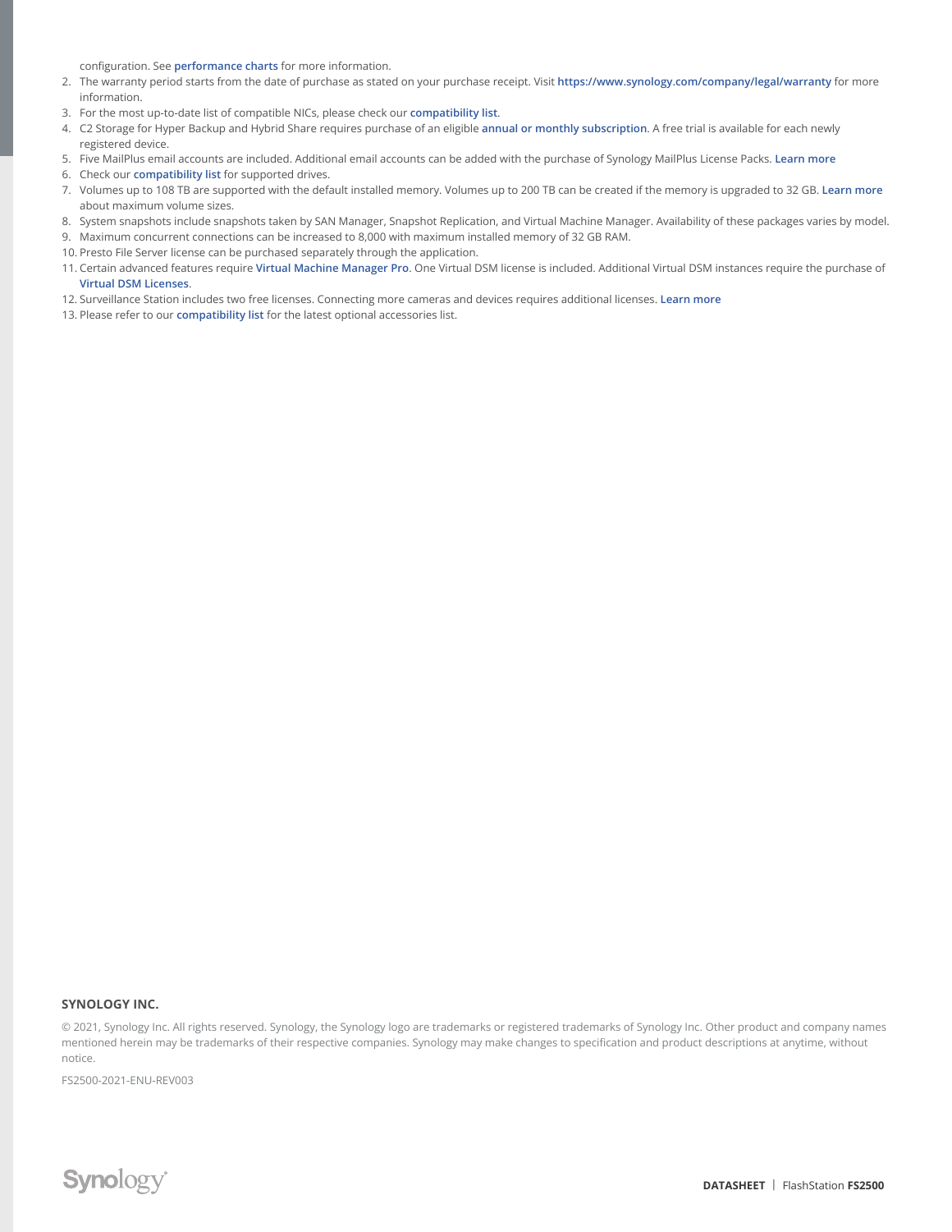configuration. See performance charts for more information.

2. The warranty period starts from the date of purchase as stated on your purchase receipt. Visit https://www.synology.com/company/legal/warranty for more information.
3. For the most up-to-date list of compatible NICs, please check our compatibility list.
4. C2 Storage for Hyper Backup and Hybrid Share requires purchase of an eligible annual or monthly subscription. A free trial is available for each newly registered device.
5. Five MailPlus email accounts are included. Additional email accounts can be added with the purchase of Synology MailPlus License Packs. Learn more
6. Check our compatibility list for supported drives.
7. Volumes up to 108 TB are supported with the default installed memory. Volumes up to 200 TB can be created if the memory is upgraded to 32 GB. Learn more about maximum volume sizes.
8. System snapshots include snapshots taken by SAN Manager, Snapshot Replication, and Virtual Machine Manager. Availability of these packages varies by model.
9. Maximum concurrent connections can be increased to 8,000 with maximum installed memory of 32 GB RAM.
10. Presto File Server license can be purchased separately through the application.
11. Certain advanced features require Virtual Machine Manager Pro. One Virtual DSM license is included. Additional Virtual DSM instances require the purchase of Virtual DSM Licenses.
12. Surveillance Station includes two free licenses. Connecting more cameras and devices requires additional licenses. Learn more
13. Please refer to our compatibility list for the latest optional accessories list.

**SYNOLOGY INC.**

© 2021, Synology Inc. All rights reserved. Synology, the Synology logo are trademarks or registered trademarks of Synology Inc. Other product and company names mentioned herein may be trademarks of their respective companies. Synology may make changes to specification and product descriptions at anytime, without notice.

FS2500-2021-ENU-REV003